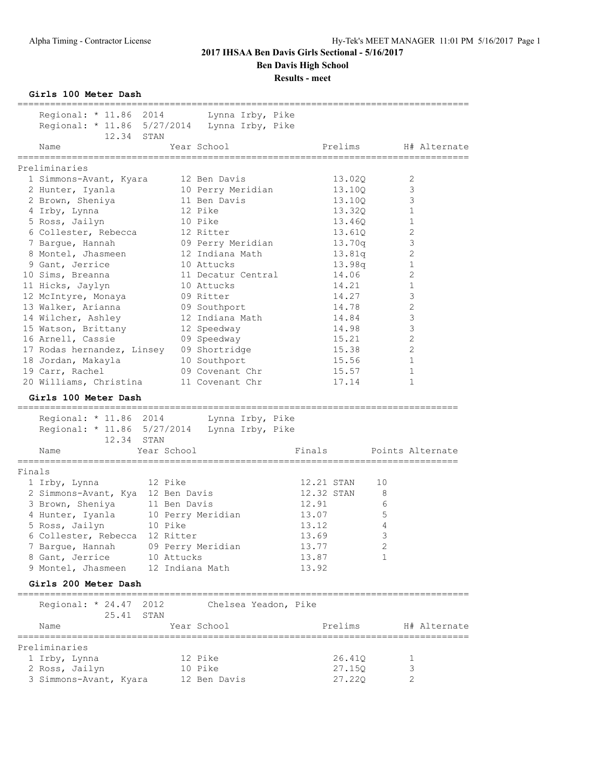# 2017 IHSAA Ben Davis Girls Sectional - 5/16/2017

## Ben Davis High School

### Results - meet

#### Girls 100 Meter Dash

Regional: * 11.86 2014 Lynna Irby, Pike
Regional: * 11.86 5/27/2014 Lynna Irby, Pike
12.34 STAN

Preliminaries

| | Name | Year | School | Prelims | H# | Alternate |
|---|---|---|---|---|---|---|
| 1 | Simmons-Avant, Kyara | 12 | Ben Davis | 13.02Q | 2 | |
| 2 | Hunter, Iyanla | 10 | Perry Meridian | 13.10Q | 3 | |
| 2 | Brown, Sheniya | 11 | Ben Davis | 13.10Q | 3 | |
| 4 | Irby, Lynna | 12 | Pike | 13.32Q | 1 | |
| 5 | Ross, Jailyn | 10 | Pike | 13.46Q | 1 | |
| 6 | Collester, Rebecca | 12 | Ritter | 13.61Q | 2 | |
| 7 | Bargue, Hannah | 09 | Perry Meridian | 13.70q | 3 | |
| 8 | Montel, Jhasmeen | 12 | Indiana Math | 13.81q | 2 | |
| 9 | Gant, Jerrice | 10 | Attucks | 13.98q | 1 | |
| 10 | Sims, Breanna | 11 | Decatur Central | 14.06 | 2 | |
| 11 | Hicks, Jaylyn | 10 | Attucks | 14.21 | 1 | |
| 12 | McIntyre, Monaya | 09 | Ritter | 14.27 | 3 | |
| 13 | Walker, Arianna | 09 | Southport | 14.78 | 2 | |
| 14 | Wilcher, Ashley | 12 | Indiana Math | 14.84 | 3 | |
| 15 | Watson, Brittany | 12 | Speedway | 14.98 | 3 | |
| 16 | Arnell, Cassie | 09 | Speedway | 15.21 | 2 | |
| 17 | Rodas hernandez, Linsey | 09 | Shortridge | 15.38 | 2 | |
| 18 | Jordan, Makayla | 10 | Southport | 15.56 | 1 | |
| 19 | Carr, Rachel | 09 | Covenant Chr | 15.57 | 1 | |
| 20 | Williams, Christina | 11 | Covenant Chr | 17.14 | 1 | |

#### Girls 100 Meter Dash

Regional: * 11.86 2014 Lynna Irby, Pike
Regional: * 11.86 5/27/2014 Lynna Irby, Pike
12.34 STAN

Finals

| | Name | Year | School | Finals | | Points | Alternate |
|---|---|---|---|---|---|---|---|
| 1 | Irby, Lynna | 12 | Pike | 12.21 | STAN | 10 | |
| 2 | Simmons-Avant, Kya | 12 | Ben Davis | 12.32 | STAN | 8 | |
| 3 | Brown, Sheniya | 11 | Ben Davis | 12.91 | | 6 | |
| 4 | Hunter, Iyanla | 10 | Perry Meridian | 13.07 | | 5 | |
| 5 | Ross, Jailyn | 10 | Pike | 13.12 | | 4 | |
| 6 | Collester, Rebecca | 12 | Ritter | 13.69 | | 3 | |
| 7 | Bargue, Hannah | 09 | Perry Meridian | 13.77 | | 2 | |
| 8 | Gant, Jerrice | 10 | Attucks | 13.87 | | 1 | |
| 9 | Montel, Jhasmeen | 12 | Indiana Math | 13.92 | | | |

#### Girls 200 Meter Dash

Regional: * 24.47 2012 Chelsea Yeadon, Pike
25.41 STAN

Preliminaries

| | Name | Year | School | Prelims | H# | Alternate |
|---|---|---|---|---|---|---|
| 1 | Irby, Lynna | 12 | Pike | 26.41Q | 1 | |
| 2 | Ross, Jailyn | 10 | Pike | 27.15Q | 3 | |
| 3 | Simmons-Avant, Kyara | 12 | Ben Davis | 27.22Q | 2 | |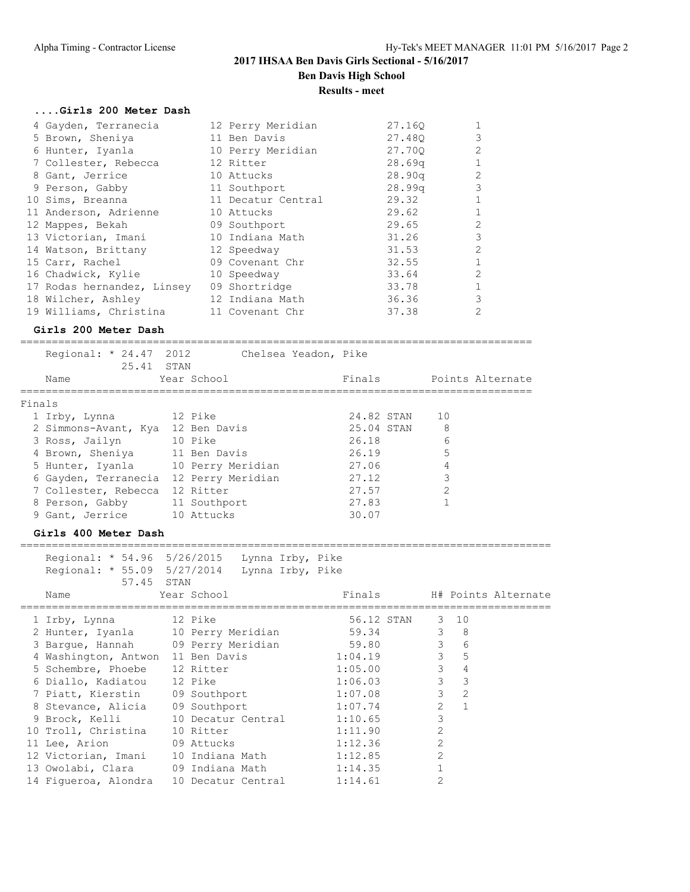## ....Girls 200 Meter Dash

| Place | Name | Year | School | Time | H# |
|---|---|---|---|---|---|
| 4 | Gayden, Terranecia | 12 | Perry Meridian | 27.16Q | 1 |
| 5 | Brown, Sheniya | 11 | Ben Davis | 27.48Q | 3 |
| 6 | Hunter, Iyanla | 10 | Perry Meridian | 27.70Q | 2 |
| 7 | Collester, Rebecca | 12 | Ritter | 28.69q | 1 |
| 8 | Gant, Jerrice | 10 | Attucks | 28.90q | 2 |
| 9 | Person, Gabby | 11 | Southport | 28.99q | 3 |
| 10 | Sims, Breanna | 11 | Decatur Central | 29.32 | 1 |
| 11 | Anderson, Adrienne | 10 | Attucks | 29.62 | 1 |
| 12 | Mappes, Bekah | 09 | Southport | 29.65 | 2 |
| 13 | Victorian, Imani | 10 | Indiana Math | 31.26 | 3 |
| 14 | Watson, Brittany | 12 | Speedway | 31.53 | 2 |
| 15 | Carr, Rachel | 09 | Covenant Chr | 32.55 | 1 |
| 16 | Chadwick, Kylie | 10 | Speedway | 33.64 | 2 |
| 17 | Rodas hernandez, Linsey | 09 | Shortridge | 33.78 | 1 |
| 18 | Wilcher, Ashley | 12 | Indiana Math | 36.36 | 3 |
| 19 | Williams, Christina | 11 | Covenant Chr | 37.38 | 2 |

## Girls 200 Meter Dash

Regional: * 24.47 2012 Chelsea Yeadon, Pike
25.41 STAN

**Finals**

| Place | Name | Year | School | Finals | | Points | Alternate |
|---|---|---|---|---|---|---|---|
| 1 | Irby, Lynna | 12 | Pike | 24.82 | STAN | 10 | |
| 2 | Simmons-Avant, Kya | 12 | Ben Davis | 25.04 | STAN | 8 | |
| 3 | Ross, Jailyn | 10 | Pike | 26.18 | | 6 | |
| 4 | Brown, Sheniya | 11 | Ben Davis | 26.19 | | 5 | |
| 5 | Hunter, Iyanla | 10 | Perry Meridian | 27.06 | | 4 | |
| 6 | Gayden, Terranecia | 12 | Perry Meridian | 27.12 | | 3 | |
| 7 | Collester, Rebecca | 12 | Ritter | 27.57 | | 2 | |
| 8 | Person, Gabby | 11 | Southport | 27.83 | | 1 | |
| 9 | Gant, Jerrice | 10 | Attucks | 30.07 | | | |

## Girls 400 Meter Dash

Regional: * 54.96 5/26/2015 Lynna Irby, Pike
Regional: * 55.09 5/27/2014 Lynna Irby, Pike
57.45 STAN

| Place | Name | Year | School | Finals | | H# | Points | Alternate |
|---|---|---|---|---|---|---|---|---|
| 1 | Irby, Lynna | 12 | Pike | 56.12 | STAN | 3 | 10 | |
| 2 | Hunter, Iyanla | 10 | Perry Meridian | 59.34 | | 3 | 8 | |
| 3 | Bargue, Hannah | 09 | Perry Meridian | 59.80 | | 3 | 6 | |
| 4 | Washington, Antwon | 11 | Ben Davis | 1:04.19 | | 3 | 5 | |
| 5 | Schembre, Phoebe | 12 | Ritter | 1:05.00 | | 3 | 4 | |
| 6 | Diallo, Kadiatou | 12 | Pike | 1:06.03 | | 3 | 3 | |
| 7 | Piatt, Kierstin | 09 | Southport | 1:07.08 | | 3 | 2 | |
| 8 | Stevance, Alicia | 09 | Southport | 1:07.74 | | 2 | 1 | |
| 9 | Brock, Kelli | 10 | Decatur Central | 1:10.65 | | 3 | | |
| 10 | Troll, Christina | 10 | Ritter | 1:11.90 | | 2 | | |
| 11 | Lee, Arion | 09 | Attucks | 1:12.36 | | 2 | | |
| 12 | Victorian, Imani | 10 | Indiana Math | 1:12.85 | | 2 | | |
| 13 | Owolabi, Clara | 09 | Indiana Math | 1:14.35 | | 1 | | |
| 14 | Figueroa, Alondra | 10 | Decatur Central | 1:14.61 | | 2 | | |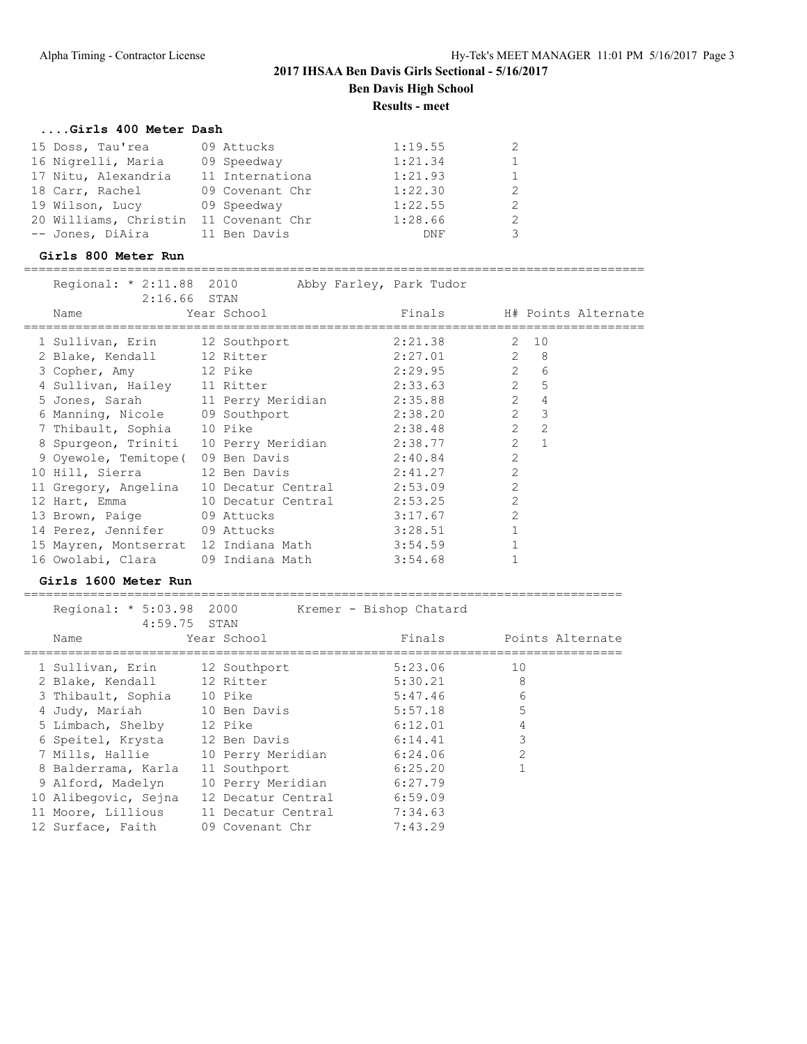## 2017 IHSAA Ben Davis Girls Sectional - 5/16/2017

**Ben Davis High School**

**Results - meet**

### ....Girls 400 Meter Dash

| Place | Name | Year | School | Finals | H# |
|---|---|---|---|---|---|
| 15 | Doss, Tau'rea | 09 | Attucks | 1:19.55 | 2 |
| 16 | Nigrelli, Maria | 09 | Speedway | 1:21.34 | 1 |
| 17 | Nitu, Alexandria | 11 | Internationa | 1:21.93 | 1 |
| 18 | Carr, Rachel | 09 | Covenant Chr | 1:22.30 | 2 |
| 19 | Wilson, Lucy | 09 | Speedway | 1:22.55 | 2 |
| 20 | Williams, Christin | 11 | Covenant Chr | 1:28.66 | 2 |
| -- | Jones, DiAira | 11 | Ben Davis | DNF | 3 |

### Girls 800 Meter Run

Regional: * 2:11.88 2010 Abby Farley, Park Tudor
2:16.66 STAN

| Place | Name | Year | School | Finals | H# | Points | Alternate |
|---|---|---|---|---|---|---|---|
| 1 | Sullivan, Erin | 12 | Southport | 2:21.38 | 2 | 10 | |
| 2 | Blake, Kendall | 12 | Ritter | 2:27.01 | 2 | 8 | |
| 3 | Copher, Amy | 12 | Pike | 2:29.95 | 2 | 6 | |
| 4 | Sullivan, Hailey | 11 | Ritter | 2:33.63 | 2 | 5 | |
| 5 | Jones, Sarah | 11 | Perry Meridian | 2:35.88 | 2 | 4 | |
| 6 | Manning, Nicole | 09 | Southport | 2:38.20 | 2 | 3 | |
| 7 | Thibault, Sophia | 10 | Pike | 2:38.48 | 2 | 2 | |
| 8 | Spurgeon, Triniti | 10 | Perry Meridian | 2:38.77 | 2 | 1 | |
| 9 | Oyewole, Temitope( | 09 | Ben Davis | 2:40.84 | 2 | | |
| 10 | Hill, Sierra | 12 | Ben Davis | 2:41.27 | 2 | | |
| 11 | Gregory, Angelina | 10 | Decatur Central | 2:53.09 | 2 | | |
| 12 | Hart, Emma | 10 | Decatur Central | 2:53.25 | 2 | | |
| 13 | Brown, Paige | 09 | Attucks | 3:17.67 | 2 | | |
| 14 | Perez, Jennifer | 09 | Attucks | 3:28.51 | 1 | | |
| 15 | Mayren, Montserrat | 12 | Indiana Math | 3:54.59 | 1 | | |
| 16 | Owolabi, Clara | 09 | Indiana Math | 3:54.68 | 1 | | |

### Girls 1600 Meter Run

Regional: * 5:03.98 2000 Kremer - Bishop Chatard
4:59.75 STAN

| Place | Name | Year | School | Finals | Points | Alternate |
|---|---|---|---|---|---|---|
| 1 | Sullivan, Erin | 12 | Southport | 5:23.06 | 10 | |
| 2 | Blake, Kendall | 12 | Ritter | 5:30.21 | 8 | |
| 3 | Thibault, Sophia | 10 | Pike | 5:47.46 | 6 | |
| 4 | Judy, Mariah | 10 | Ben Davis | 5:57.18 | 5 | |
| 5 | Limbach, Shelby | 12 | Pike | 6:12.01 | 4 | |
| 6 | Speitel, Krysta | 12 | Ben Davis | 6:14.41 | 3 | |
| 7 | Mills, Hallie | 10 | Perry Meridian | 6:24.06 | 2 | |
| 8 | Balderrama, Karla | 11 | Southport | 6:25.20 | 1 | |
| 9 | Alford, Madelyn | 10 | Perry Meridian | 6:27.79 | | |
| 10 | Alibegovic, Sejna | 12 | Decatur Central | 6:59.09 | | |
| 11 | Moore, Lillious | 11 | Decatur Central | 7:34.63 | | |
| 12 | Surface, Faith | 09 | Covenant Chr | 7:43.29 | | |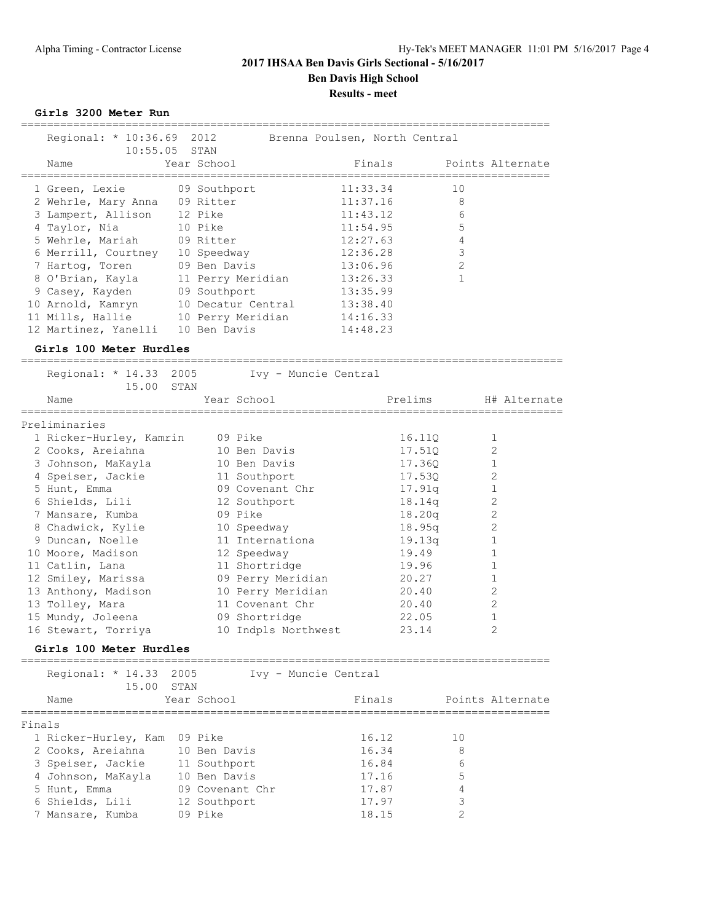## 2017 IHSAA Ben Davis Girls Sectional - 5/16/2017

### Ben Davis High School

### Results - meet

#### Girls 3200 Meter Run

Regional: * 10:36.69 2012 Brenna Poulsen, North Central
10:55.05 STAN

| Name | Year | School | Finals | Points | Alternate |
|---|---|---|---|---|---|
| 1 Green, Lexie | 09 | Southport | 11:33.34 | 10 | |
| 2 Wehrle, Mary Anna | 09 | Ritter | 11:37.16 | 8 | |
| 3 Lampert, Allison | 12 | Pike | 11:43.12 | 6 | |
| 4 Taylor, Nia | 10 | Pike | 11:54.95 | 5 | |
| 5 Wehrle, Mariah | 09 | Ritter | 12:27.63 | 4 | |
| 6 Merrill, Courtney | 10 | Speedway | 12:36.28 | 3 | |
| 7 Hartog, Toren | 09 | Ben Davis | 13:06.96 | 2 | |
| 8 O'Brian, Kayla | 11 | Perry Meridian | 13:26.33 | 1 | |
| 9 Casey, Kayden | 09 | Southport | 13:35.99 | | |
| 10 Arnold, Kamryn | 10 | Decatur Central | 13:38.40 | | |
| 11 Mills, Hallie | 10 | Perry Meridian | 14:16.33 | | |
| 12 Martinez, Yanelli | 10 | Ben Davis | 14:48.23 | | |

#### Girls 100 Meter Hurdles

Regional: * 14.33 2005 Ivy - Muncie Central
15.00 STAN

Preliminaries

| Name | Year | School | Prelims | H# | Alternate |
|---|---|---|---|---|---|
| 1 Ricker-Hurley, Kamrin | 09 | Pike | 16.11Q | 1 | |
| 2 Cooks, Areiahna | 10 | Ben Davis | 17.51Q | 2 | |
| 3 Johnson, MaKayla | 10 | Ben Davis | 17.36Q | 1 | |
| 4 Speiser, Jackie | 11 | Southport | 17.53Q | 2 | |
| 5 Hunt, Emma | 09 | Covenant Chr | 17.91q | 1 | |
| 6 Shields, Lili | 12 | Southport | 18.14q | 2 | |
| 7 Mansare, Kumba | 09 | Pike | 18.20q | 2 | |
| 8 Chadwick, Kylie | 10 | Speedway | 18.95q | 2 | |
| 9 Duncan, Noelle | 11 | Internationa | 19.13q | 1 | |
| 10 Moore, Madison | 12 | Speedway | 19.49 | 1 | |
| 11 Catlin, Lana | 11 | Shortridge | 19.96 | 1 | |
| 12 Smiley, Marissa | 09 | Perry Meridian | 20.27 | 1 | |
| 13 Anthony, Madison | 10 | Perry Meridian | 20.40 | 2 | |
| 13 Tolley, Mara | 11 | Covenant Chr | 20.40 | 2 | |
| 15 Mundy, Joleena | 09 | Shortridge | 22.05 | 1 | |
| 16 Stewart, Torriya | 10 | Indpls Northwest | 23.14 | 2 | |

#### Girls 100 Meter Hurdles

Regional: * 14.33 2005 Ivy - Muncie Central
15.00 STAN

Finals

| Name | Year | School | Finals | Points | Alternate |
|---|---|---|---|---|---|
| 1 Ricker-Hurley, Kam | 09 | Pike | 16.12 | 10 | |
| 2 Cooks, Areiahna | 10 | Ben Davis | 16.34 | 8 | |
| 3 Speiser, Jackie | 11 | Southport | 16.84 | 6 | |
| 4 Johnson, MaKayla | 10 | Ben Davis | 17.16 | 5 | |
| 5 Hunt, Emma | 09 | Covenant Chr | 17.87 | 4 | |
| 6 Shields, Lili | 12 | Southport | 17.97 | 3 | |
| 7 Mansare, Kumba | 09 | Pike | 18.15 | 2 | |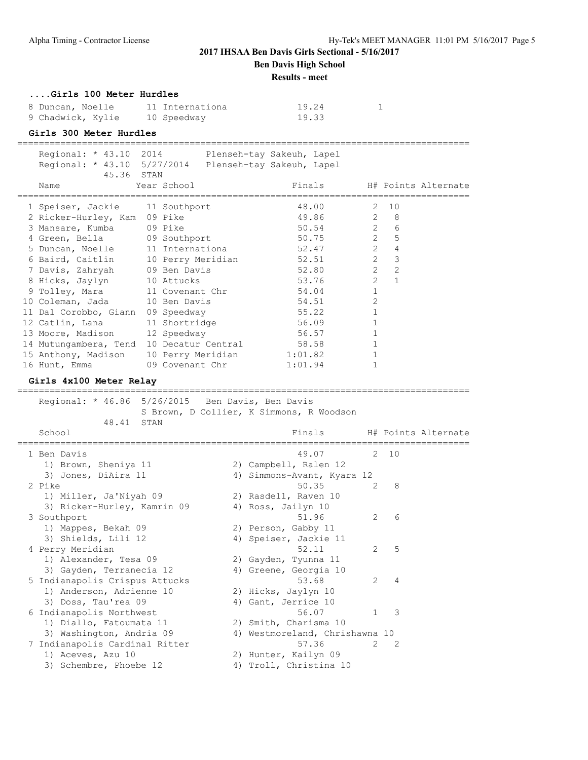# 2017 IHSAA Ben Davis Girls Sectional - 5/16/2017

## Ben Davis High School

### Results - meet

#### ....Girls 100 Meter Hurdles

| Place | Name | Year | School | Finals | H# |
|---|---|---|---|---|---|
| 8 | Duncan, Noelle | 11 | Internationa | 19.24 | 1 |
| 9 | Chadwick, Kylie | 10 | Speedway | 19.33 | |

#### Girls 300 Meter Hurdles

Regional: * 43.10 2014 Plenseh-tay Sakeuh, Lapel
Regional: * 43.10 5/27/2014 Plenseh-tay Sakeuh, Lapel
45.36 STAN

| Place | Name | Year | School | Finals | H# | Points | Alternate |
|---|---|---|---|---|---|---|---|
| 1 | Speiser, Jackie | 11 | Southport | 48.00 | 2 | 10 | |
| 2 | Ricker-Hurley, Kam | 09 | Pike | 49.86 | 2 | 8 | |
| 3 | Mansare, Kumba | 09 | Pike | 50.54 | 2 | 6 | |
| 4 | Green, Bella | 09 | Southport | 50.75 | 2 | 5 | |
| 5 | Duncan, Noelle | 11 | Internationa | 52.47 | 2 | 4 | |
| 6 | Baird, Caitlin | 10 | Perry Meridian | 52.51 | 2 | 3 | |
| 7 | Davis, Zahryah | 09 | Ben Davis | 52.80 | 2 | 2 | |
| 8 | Hicks, Jaylyn | 10 | Attucks | 53.76 | 2 | 1 | |
| 9 | Tolley, Mara | 11 | Covenant Chr | 54.04 | 1 | | |
| 10 | Coleman, Jada | 10 | Ben Davis | 54.51 | 2 | | |
| 11 | Dal Corobbo, Giann | 09 | Speedway | 55.22 | 1 | | |
| 12 | Catlin, Lana | 11 | Shortridge | 56.09 | 1 | | |
| 13 | Moore, Madison | 12 | Speedway | 56.57 | 1 | | |
| 14 | Mutungambera, Tend | 10 | Decatur Central | 58.58 | 1 | | |
| 15 | Anthony, Madison | 10 | Perry Meridian | 1:01.82 | 1 | | |
| 16 | Hunt, Emma | 09 | Covenant Chr | 1:01.94 | 1 | | |

#### Girls 4x100 Meter Relay

Regional: * 46.86 5/26/2015 Ben Davis, Ben Davis
S Brown, D Collier, K Simmons, R Woodson
48.41 STAN

| Place | School | Finals | H# | Points | Alternate |
|---|---|---|---|---|---|
| 1 | Ben Davis | 49.07 | 2 | 10 | |
| | 1) Brown, Sheniya 11; 2) Campbell, Ralen 12; 3) Jones, DiAira 11; 4) Simmons-Avant, Kyara 12 | | | | |
| 2 | Pike | 50.35 | 2 | 8 | |
| | 1) Miller, Ja'Niyah 09; 2) Rasdell, Raven 10; 3) Ricker-Hurley, Kamrin 09; 4) Ross, Jailyn 10 | | | | |
| 3 | Southport | 51.96 | 2 | 6 | |
| | 1) Mappes, Bekah 09; 2) Person, Gabby 11; 3) Shields, Lili 12; 4) Speiser, Jackie 11 | | | | |
| 4 | Perry Meridian | 52.11 | 2 | 5 | |
| | 1) Alexander, Tesa 09; 2) Gayden, Tyunna 11; 3) Gayden, Terranecia 12; 4) Greene, Georgia 10 | | | | |
| 5 | Indianapolis Crispus Attucks | 53.68 | 2 | 4 | |
| | 1) Anderson, Adrienne 10; 2) Hicks, Jaylyn 10; 3) Doss, Tau'rea 09; 4) Gant, Jerrice 10 | | | | |
| 6 | Indianapolis Northwest | 56.07 | 1 | 3 | |
| | 1) Diallo, Fatoumata 11; 2) Smith, Charisma 10; 3) Washington, Andria 09; 4) Westmoreland, Chrishawna 10 | | | | |
| 7 | Indianapolis Cardinal Ritter | 57.36 | 2 | 2 | |
| | 1) Aceves, Azu 10; 2) Hunter, Kailyn 09; 3) Schembre, Phoebe 12; 4) Troll, Christina 10 | | | | |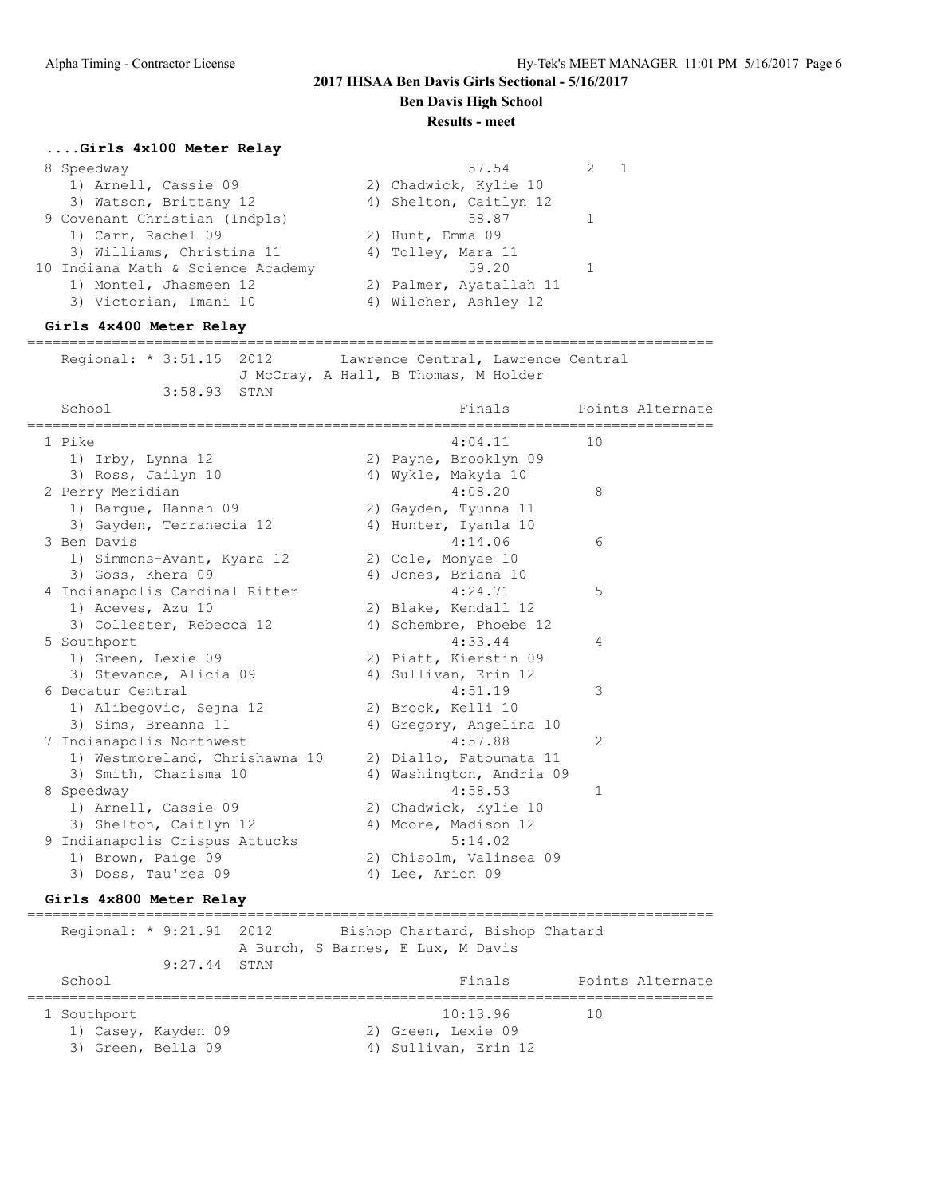## 2017 IHSAA Ben Davis Girls Sectional - 5/16/2017

### Ben Davis High School

### Results - meet

#### ....Girls 4x100 Meter Relay

| Place | School | Finals | Heat | Points |
|---|---|---|---|---|
| 8 | Speedway | 57.54 | 2 | 1 |
| | 1) Arnell, Cassie 09; 2) Chadwick, Kylie 10; 3) Watson, Brittany 12; 4) Shelton, Caitlyn 12 | | | |
| 9 | Covenant Christian (Indpls) | 58.87 | 1 | |
| | 1) Carr, Rachel 09; 2) Hunt, Emma 09; 3) Williams, Christina 11; 4) Tolley, Mara 11 | | | |
| 10 | Indiana Math & Science Academy | 59.20 | 1 | |
| | 1) Montel, Jhasmeen 12; 2) Palmer, Ayatallah 11; 3) Victorian, Imani 10; 4) Wilcher, Ashley 12 | | | |

#### Girls 4x400 Meter Relay

Regional: * 3:51.15 2012 Lawrence Central, Lawrence Central
J McCray, A Hall, B Thomas, M Holder
3:58.93 STAN

| Place | School | Finals | Points | Alternate |
|---|---|---|---|---|
| 1 | Pike | 4:04.11 | 10 | |
| | 1) Irby, Lynna 12; 2) Payne, Brooklyn 09; 3) Ross, Jailyn 10; 4) Wykle, Makyia 10 | | | |
| 2 | Perry Meridian | 4:08.20 | 8 | |
| | 1) Bargue, Hannah 09; 2) Gayden, Tyunna 11; 3) Gayden, Terranecia 12; 4) Hunter, Iyanla 10 | | | |
| 3 | Ben Davis | 4:14.06 | 6 | |
| | 1) Simmons-Avant, Kyara 12; 2) Cole, Monyae 10; 3) Goss, Khera 09; 4) Jones, Briana 10 | | | |
| 4 | Indianapolis Cardinal Ritter | 4:24.71 | 5 | |
| | 1) Aceves, Azu 10; 2) Blake, Kendall 12; 3) Collester, Rebecca 12; 4) Schembre, Phoebe 12 | | | |
| 5 | Southport | 4:33.44 | 4 | |
| | 1) Green, Lexie 09; 2) Piatt, Kierstin 09; 3) Stevance, Alicia 09; 4) Sullivan, Erin 12 | | | |
| 6 | Decatur Central | 4:51.19 | 3 | |
| | 1) Alibegovic, Sejna 12; 2) Brock, Kelli 10; 3) Sims, Breanna 11; 4) Gregory, Angelina 10 | | | |
| 7 | Indianapolis Northwest | 4:57.88 | 2 | |
| | 1) Westmoreland, Chrishawna 10; 2) Diallo, Fatoumata 11; 3) Smith, Charisma 10; 4) Washington, Andria 09 | | | |
| 8 | Speedway | 4:58.53 | 1 | |
| | 1) Arnell, Cassie 09; 2) Chadwick, Kylie 10; 3) Shelton, Caitlyn 12; 4) Moore, Madison 12 | | | |
| 9 | Indianapolis Crispus Attucks | 5:14.02 | | |
| | 1) Brown, Paige 09; 2) Chisolm, Valinsea 09; 3) Doss, Tau'rea 09; 4) Lee, Arion 09 | | | |

#### Girls 4x800 Meter Relay

Regional: * 9:21.91 2012 Bishop Chartard, Bishop Chatard
A Burch, S Barnes, E Lux, M Davis
9:27.44 STAN

| Place | School | Finals | Points | Alternate |
|---|---|---|---|---|
| 1 | Southport | 10:13.96 | 10 | |
| | 1) Casey, Kayden 09; 2) Green, Lexie 09; 3) Green, Bella 09; 4) Sullivan, Erin 12 | | | |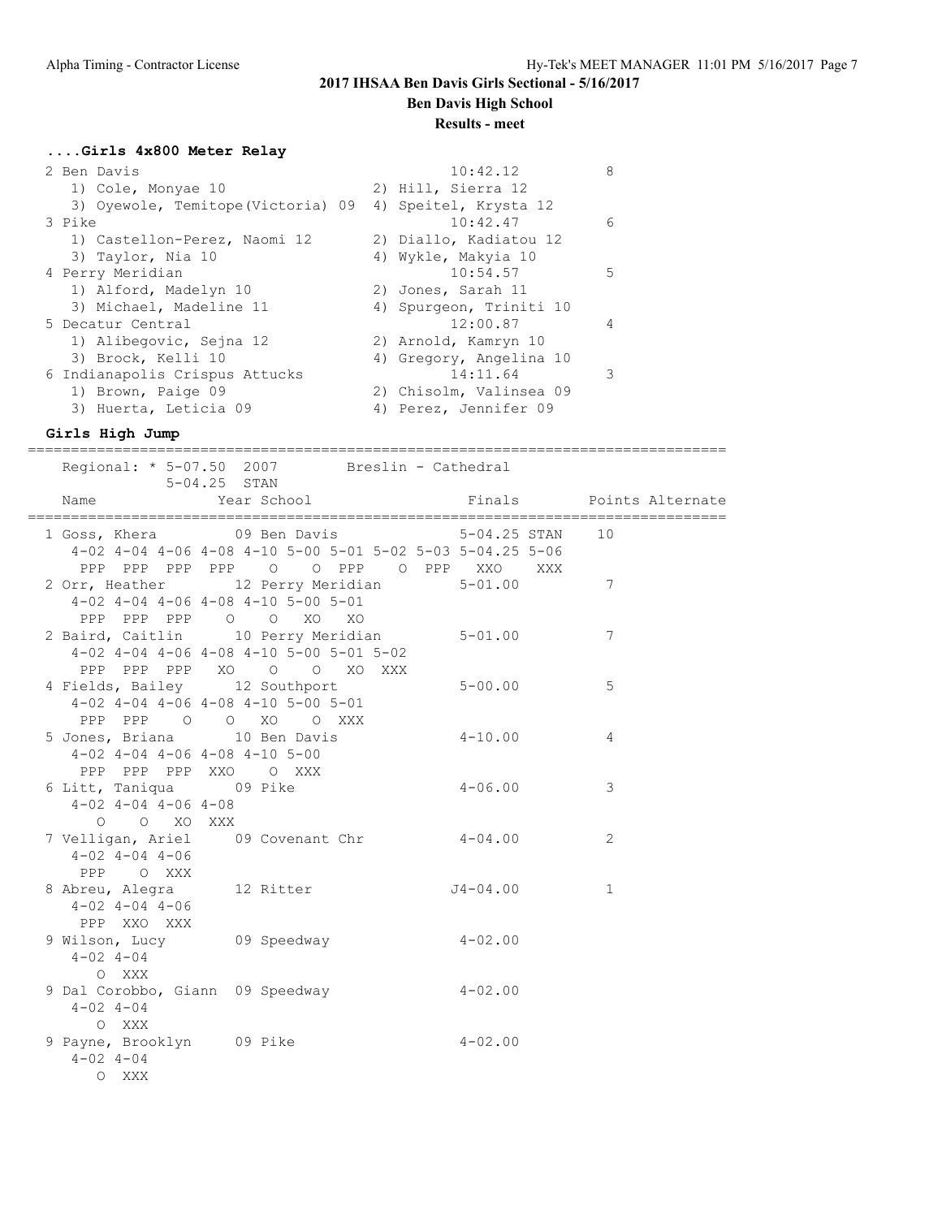# 2017 IHSAA Ben Davis Girls Sectional - 5/16/2017

## Ben Davis High School

### Results - meet

#### ....Girls 4x800 Meter Relay

```
  2 Ben Davis                                       10:42.12          8   
     1) Cole, Monyae 10                 2) Hill, Sierra 12                
     3) Oyewole, Temitope(Victoria) 09  4) Speitel, Krysta 12             
  3 Pike                                            10:42.47          6   
     1) Castellon-Perez, Naomi 12       2) Diallo, Kadiatou 12            
     3) Taylor, Nia 10                  4) Wykle, Makyia 10               
  4 Perry Meridian                                  10:54.57          5   
     1) Alford, Madelyn 10              2) Jones, Sarah 11                
     3) Michael, Madeline 11            4) Spurgeon, Triniti 10           
  5 Decatur Central                                 12:00.87          4   
     1) Alibegovic, Sejna 12            2) Arnold, Kamryn 10              
     3) Brock, Kelli 10                 4) Gregory, Angelina 10           
  6 Indianapolis Crispus Attucks                    14:11.64          3   
     1) Brown, Paige 09                 2) Chisolm, Valinsea 09           
     3) Huerta, Leticia 09              4) Perez, Jennifer 09             
```

#### Girls High Jump

```
=================================================================================
    Regional: * 5-07.50  2007        Breslin - Cathedral                         
              5-04.25  STAN                                                      
    Name                 Year School                  Finals        Points Alternate 
=================================================================================
  1 Goss, Khera          09 Ben Davis              5-04.25 STAN    10            
     4-02 4-04 4-06 4-08 4-10 5-00 5-01 5-02 5-03 5-04.25 5-06                   
      PPP  PPP  PPP  PPP    O    O  PPP    O  PPP   XXO    XXX                   
  2 Orr, Heather         12 Perry Meridian           5-01.00          7          
     4-02 4-04 4-06 4-08 4-10 5-00 5-01                                          
      PPP  PPP  PPP    O    O   XO   XO                                          
  2 Baird, Caitlin       10 Perry Meridian           5-01.00          7          
     4-02 4-04 4-06 4-08 4-10 5-00 5-01 5-02                                     
      PPP  PPP  PPP   XO    O    O   XO  XXX                                     
  4 Fields, Bailey       12 Southport                5-00.00          5          
     4-02 4-04 4-06 4-08 4-10 5-00 5-01                                          
      PPP  PPP    O    O   XO    O  XXX                                          
  5 Jones, Briana        10 Ben Davis                4-10.00          4          
     4-02 4-04 4-06 4-08 4-10 5-00                                               
      PPP  PPP  PPP  XXO    O  XXX                                               
  6 Litt, Taniqua        09 Pike                     4-06.00          3          
     4-02 4-04 4-06 4-08                                                         
        O    O   XO  XXX                                                         
  7 Velligan, Ariel      09 Covenant Chr             4-04.00          2          
     4-02 4-04 4-06                                                              
      PPP    O  XXX                                                              
  8 Abreu, Alegra        12 Ritter                  J4-04.00          1          
     4-02 4-04 4-06                                                              
      PPP  XXO  XXX                                                              
  9 Wilson, Lucy         09 Speedway                 4-02.00                     
     4-02 4-04                                                                   
        O  XXX                                                                   
  9 Dal Corobbo, Giann   09 Speedway                 4-02.00                     
     4-02 4-04                                                                   
        O  XXX                                                                   
  9 Payne, Brooklyn      09 Pike                     4-02.00                     
     4-02 4-04                                                                   
        O  XXX                                                                   
```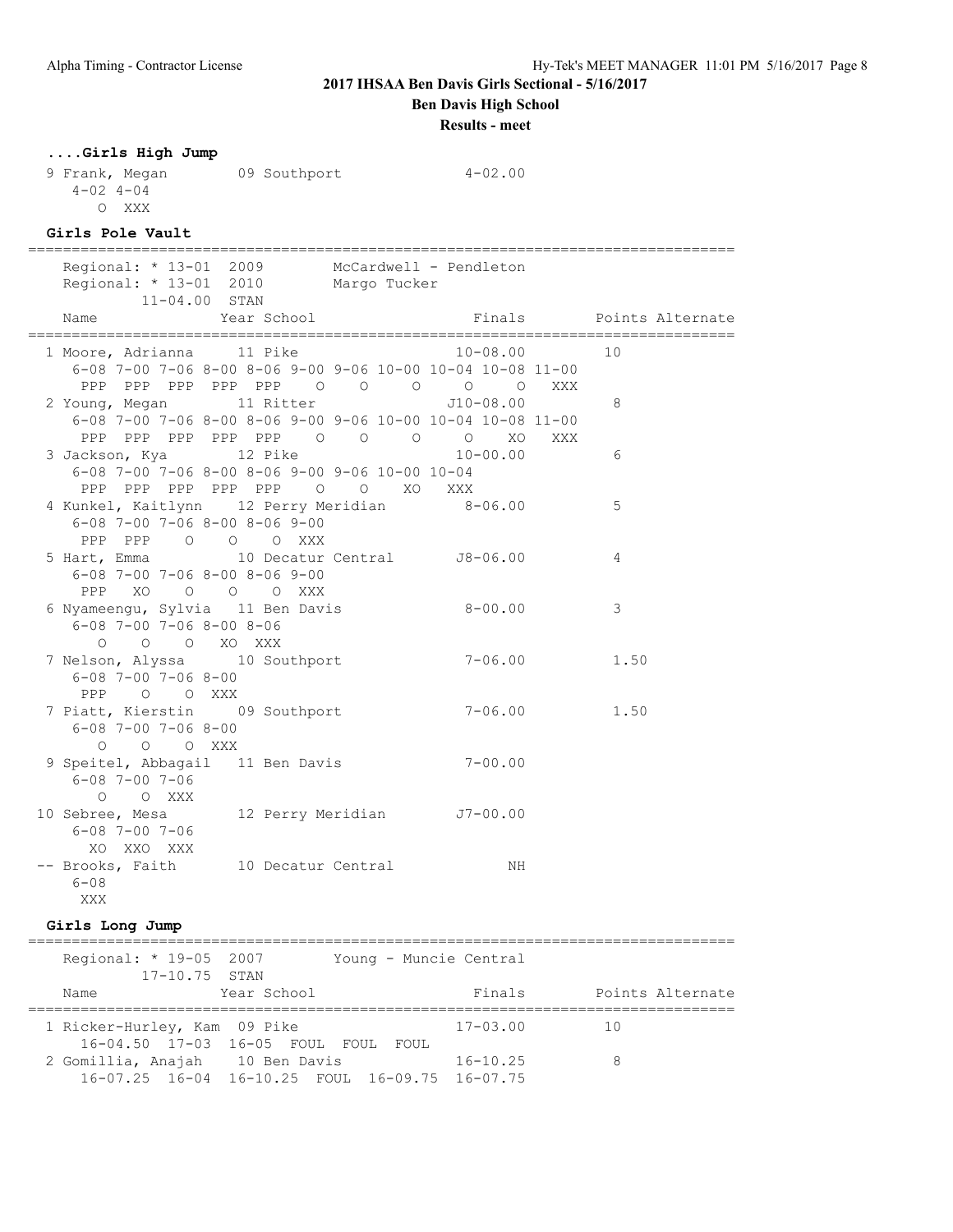## 2017 IHSAA Ben Davis Girls Sectional - 5/16/2017

**Ben Davis High School**

**Results - meet**

### ....Girls High Jump

```
 9 Frank, Megan        09 Southport             4-02.00
    4-02 4-04
       O  XXX
```

### Girls Pole Vault

```
=================================================================================
    Regional: * 13-01  2009        McCardwell - Pendleton
    Regional: * 13-01  2010        Margo Tucker
           11-04.00  STAN
    Name               Year School                 Finals        Points Alternate
=================================================================================
  1 Moore, Adrianna      11 Pike                   10-08.00        10
     6-08 7-00 7-06 8-00 8-06 9-00 9-06 10-00 10-04 10-08 11-00
      PPP  PPP  PPP  PPP  PPP    O    O     O     O     O   XXX
  2 Young, Megan         11 Ritter                J10-08.00         8
     6-08 7-00 7-06 8-00 8-06 9-00 9-06 10-00 10-04 10-08 11-00
      PPP  PPP  PPP  PPP  PPP    O    O     O     O    XO   XXX
  3 Jackson, Kya         12 Pike                   10-00.00         6
     6-08 7-00 7-06 8-00 8-06 9-00 9-06 10-00 10-04
      PPP  PPP  PPP  PPP  PPP    O    O    XO   XXX
  4 Kunkel, Kaitlynn     12 Perry Meridian          8-06.00         5
     6-08 7-00 7-06 8-00 8-06 9-00
      PPP  PPP    O    O    O  XXX
  5 Hart, Emma           10 Decatur Central        J8-06.00         4
     6-08 7-00 7-06 8-00 8-06 9-00
      PPP   XO    O    O    O  XXX
  6 Nyameengu, Sylvia    11 Ben Davis               8-00.00         3
     6-08 7-00 7-06 8-00 8-06
        O    O    O   XO  XXX
  7 Nelson, Alyssa       10 Southport               7-06.00         1.50
     6-08 7-00 7-06 8-00
      PPP    O    O  XXX
  7 Piatt, Kierstin      09 Southport               7-06.00         1.50
     6-08 7-00 7-06 8-00
        O    O    O  XXX
  9 Speitel, Abbagail    11 Ben Davis               7-00.00
     6-08 7-00 7-06
        O    O  XXX
 10 Sebree, Mesa         12 Perry Meridian         J7-00.00
     6-08 7-00 7-06
       XO  XXO  XXX
 -- Brooks, Faith        10 Decatur Central              NH
     6-08
      XXX
```

### Girls Long Jump

```
=================================================================================
    Regional: * 19-05  2007        Young - Muncie Central
           17-10.75  STAN
    Name               Year School                 Finals        Points Alternate
=================================================================================
  1 Ricker-Hurley, Kam  09 Pike                    17-03.00        10
      16-04.50  17-03  16-05  FOUL  FOUL  FOUL
  2 Gomillia, Anajah     10 Ben Davis              16-10.25         8
      16-07.25  16-04  16-10.25  FOUL  16-09.75  16-07.75
```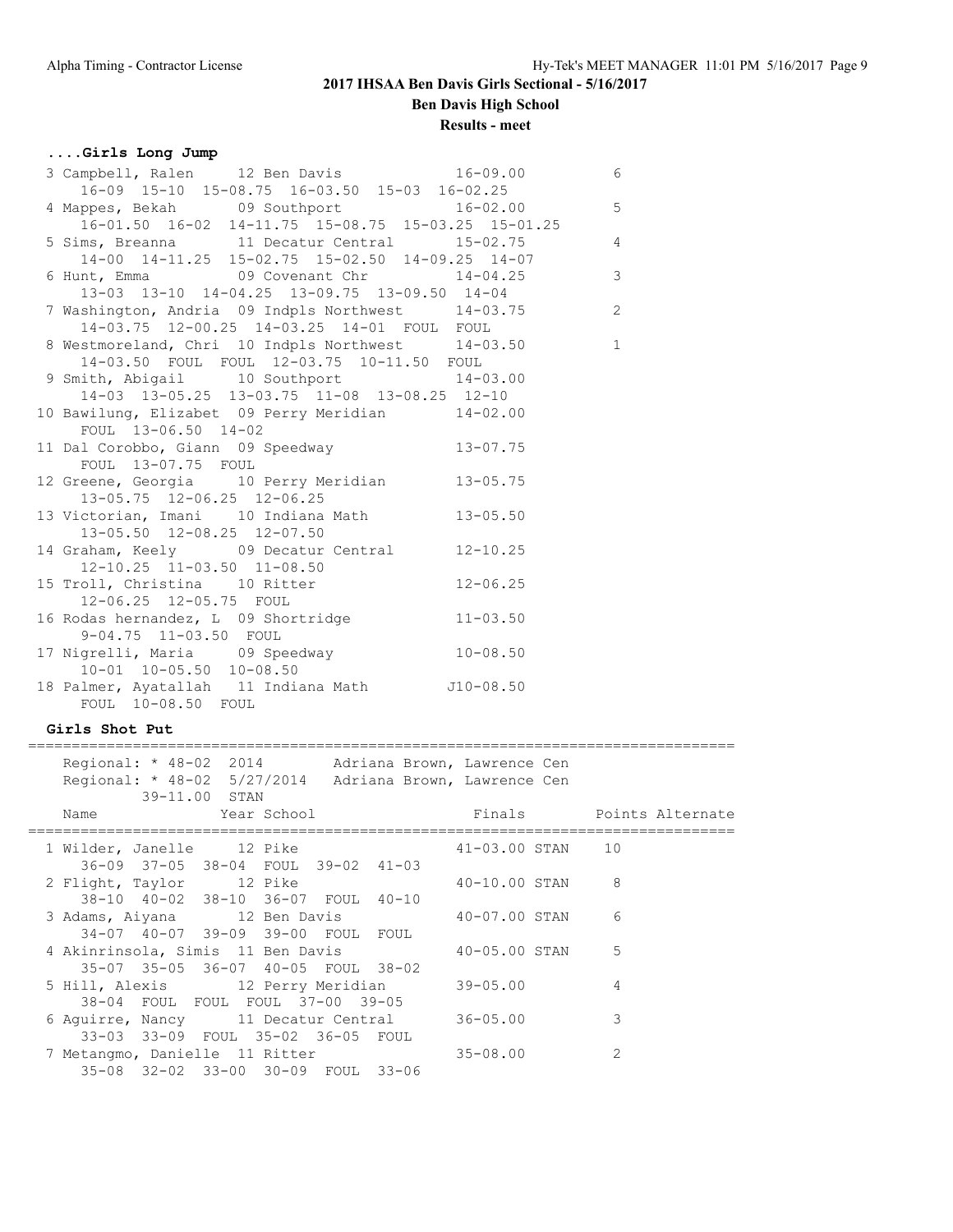## 2017 IHSAA Ben Davis Girls Sectional - 5/16/2017

**Ben Davis High School**

**Results - meet**

### ....Girls Long Jump

```
  3 Campbell, Ralen     12 Ben Davis               16-09.00          6
      16-09  15-10  15-08.75  16-03.50  15-03  16-02.25
  4 Mappes, Bekah       09 Southport               16-02.00          5
      16-01.50  16-02  14-11.75  15-08.75  15-03.25  15-01.25
  5 Sims, Breanna       11 Decatur Central         15-02.75          4
      14-00  14-11.25  15-02.75  15-02.50  14-09.25  14-07
  6 Hunt, Emma          09 Covenant Chr            14-04.25          3
      13-03  13-10  14-04.25  13-09.75  13-09.50  14-04
  7 Washington, Andria  09 Indpls Northwest        14-03.75          2
      14-03.75  12-00.25  14-03.25  14-01  FOUL  FOUL
  8 Westmoreland, Chri  10 Indpls Northwest        14-03.50          1
      14-03.50  FOUL  FOUL  12-03.75  10-11.50  FOUL
  9 Smith, Abigail      10 Southport               14-03.00
      14-03  13-05.25  13-03.75  11-08  13-08.25  12-10
 10 Bawilung, Elizabet  09 Perry Meridian          14-02.00
      FOUL  13-06.50  14-02
 11 Dal Corobbo, Giann  09 Speedway                13-07.75
      FOUL  13-07.75  FOUL
 12 Greene, Georgia     10 Perry Meridian          13-05.75
      13-05.75  12-06.25  12-06.25
 13 Victorian, Imani    10 Indiana Math            13-05.50
      13-05.50  12-08.25  12-07.50
 14 Graham, Keely       09 Decatur Central         12-10.25
      12-10.25  11-03.50  11-08.50
 15 Troll, Christina    10 Ritter                  12-06.25
      12-06.25  12-05.75  FOUL
 16 Rodas hernandez, L  09 Shortridge              11-03.50
      9-04.75  11-03.50  FOUL
 17 Nigrelli, Maria     09 Speedway                10-08.50
      10-01  10-05.50  10-08.50
 18 Palmer, Ayatallah   11 Indiana Math           J10-08.50
      FOUL  10-08.50  FOUL
```

### Girls Shot Put

```
================================================================================
    Regional: * 48-02  2014         Adriana Brown, Lawrence Cen
    Regional: * 48-02  5/27/2014    Adriana Brown, Lawrence Cen
           39-11.00  STAN
    Name                Year School                 Finals        Points Alternate
================================================================================
  1 Wilder, Janelle     12 Pike                    41-03.00 STAN    10
      36-09  37-05  38-04  FOUL  39-02  41-03
  2 Flight, Taylor      12 Pike                    40-10.00 STAN     8
      38-10  40-02  38-10  36-07  FOUL  40-10
  3 Adams, Aiyana       12 Ben Davis               40-07.00 STAN     6
      34-07  40-07  39-09  39-00  FOUL  FOUL
  4 Akinrinsola, Simis  11 Ben Davis               40-05.00 STAN     5
      35-07  35-05  36-07  40-05  FOUL  38-02
  5 Hill, Alexis        12 Perry Meridian          39-05.00          4
      38-04  FOUL  FOUL  FOUL  37-00  39-05
  6 Aguirre, Nancy      11 Decatur Central         36-05.00          3
      33-03  33-09  FOUL  35-02  36-05  FOUL
  7 Metangmo, Danielle  11 Ritter                  35-08.00          2
      35-08  32-02  33-00  30-09  FOUL  33-06
```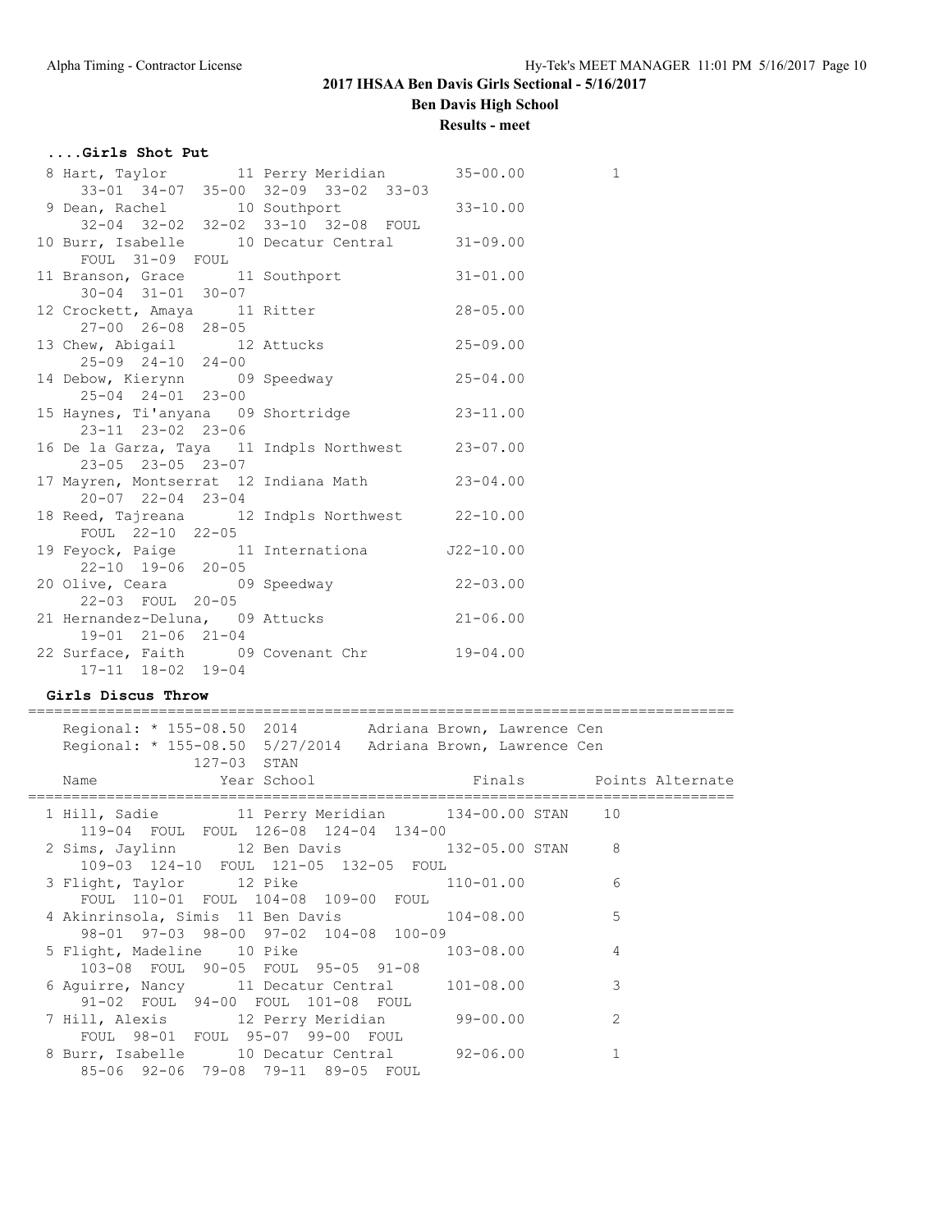## 2017 IHSAA Ben Davis Girls Sectional - 5/16/2017

### Ben Davis High School

#### Results - meet

**....Girls Shot Put**

```
  8 Hart, Taylor          11 Perry Meridian          35-00.00          1
      33-01  34-07  35-00  32-09  33-02  33-03
  9 Dean, Rachel          10 Southport               33-10.00
      32-04  32-02  32-02  33-10  32-08  FOUL
 10 Burr, Isabelle        10 Decatur Central         31-09.00
      FOUL  31-09  FOUL
 11 Branson, Grace        11 Southport               31-01.00
      30-04  31-01  30-07
 12 Crockett, Amaya       11 Ritter                  28-05.00
      27-00  26-08  28-05
 13 Chew, Abigail         12 Attucks                 25-09.00
      25-09  24-10  24-00
 14 Debow, Kierynn        09 Speedway                25-04.00
      25-04  24-01  23-00
 15 Haynes, Ti'anyana     09 Shortridge              23-11.00
      23-11  23-02  23-06
 16 De la Garza, Taya     11 Indpls Northwest        23-07.00
      23-05  23-05  23-07
 17 Mayren, Montserrat    12 Indiana Math            23-04.00
      20-07  22-04  23-04
 18 Reed, Tajreana        12 Indpls Northwest        22-10.00
      FOUL  22-10  22-05
 19 Feyock, Paige         11 Internationa           J22-10.00
      22-10  19-06  20-05
 20 Olive, Ceara          09 Speedway                22-03.00
      22-03  FOUL  20-05
 21 Hernandez-Deluna,     09 Attucks                 21-06.00
      19-01  21-06  21-04
 22 Surface, Faith        09 Covenant Chr            19-04.00
      17-11  18-02  19-04
```

**Girls Discus Throw**

```
================================================================================
    Regional: * 155-08.50  2014        Adriana Brown, Lawrence Cen
    Regional: * 155-08.50  5/27/2014   Adriana Brown, Lawrence Cen
                127-03  STAN
    Name                    Year School                  Finals      Points Alternate
================================================================================
  1 Hill, Sadie           11 Perry Meridian       134-00.00 STAN    10
      119-04  FOUL  FOUL  126-08  124-04  134-00
  2 Sims, Jaylinn         12 Ben Davis            132-05.00 STAN     8
      109-03  124-10  FOUL  121-05  132-05  FOUL
  3 Flight, Taylor        12 Pike                 110-01.00          6
      FOUL  110-01  FOUL  104-08  109-00  FOUL
  4 Akinrinsola, Simis  11 Ben Davis              104-08.00          5
      98-01  97-03  98-00  97-02  104-08  100-09
  5 Flight, Madeline      10 Pike                 103-08.00          4
      103-08  FOUL  90-05  FOUL  95-05  91-08
  6 Aguirre, Nancy        11 Decatur Central      101-08.00          3
      91-02  FOUL  94-00  FOUL  101-08  FOUL
  7 Hill, Alexis          12 Perry Meridian        99-00.00          2
      FOUL  98-01  FOUL  95-07  99-00  FOUL
  8 Burr, Isabelle        10 Decatur Central       92-06.00          1
      85-06  92-06  79-08  79-11  89-05  FOUL
```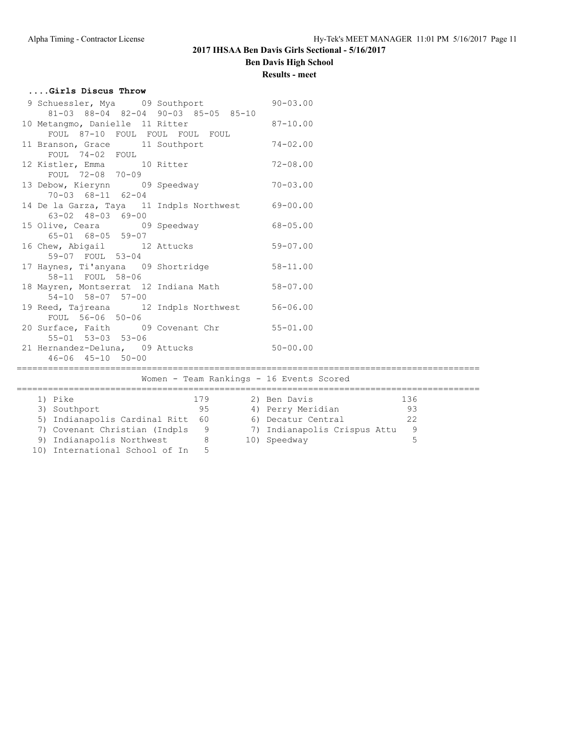**....Girls Discus Throw**

```
 9 Schuessler, Mya      09 Southport             90-03.00
     81-03  88-04  82-04  90-03  85-05  85-10
10 Metangmo, Danielle  11 Ritter                 87-10.00
     FOUL  87-10  FOUL  FOUL  FOUL  FOUL
11 Branson, Grace      11 Southport              74-02.00
     FOUL  74-02  FOUL
12 Kistler, Emma       10 Ritter                 72-08.00
     FOUL  72-08  70-09
13 Debow, Kierynn      09 Speedway               70-03.00
     70-03  68-11  62-04
14 De la Garza, Taya   11 Indpls Northwest       69-00.00
     63-02  48-03  69-00
15 Olive, Ceara        09 Speedway               68-05.00
     65-01  68-05  59-07
16 Chew, Abigail       12 Attucks                59-07.00
     59-07  FOUL  53-04
17 Haynes, Ti'anyana   09 Shortridge             58-11.00
     58-11  FOUL  58-06
18 Mayren, Montserrat  12 Indiana Math           58-07.00
     54-10  58-07  57-00
19 Reed, Tajreana      12 Indpls Northwest       56-06.00
     FOUL  56-06  50-06
20 Surface, Faith      09 Covenant Chr           55-01.00
     55-01  53-03  53-06
21 Hernandez-Deluna,   09 Attucks                50-00.00
     46-06  45-10  50-00
```

**Women - Team Rankings - 16 Events Scored**

| | | | | | |
|---|---|---|---|---|---|
| 1) | Pike | 179 | 2) | Ben Davis | 136 |
| 3) | Southport | 95 | 4) | Perry Meridian | 93 |
| 5) | Indianapolis Cardinal Ritt | 60 | 6) | Decatur Central | 22 |
| 7) | Covenant Christian (Indpls | 9 | 7) | Indianapolis Crispus Attu | 9 |
| 9) | Indianapolis Northwest | 8 | 10) | Speedway | 5 |
| 10) | International School of In | 5 | | | |